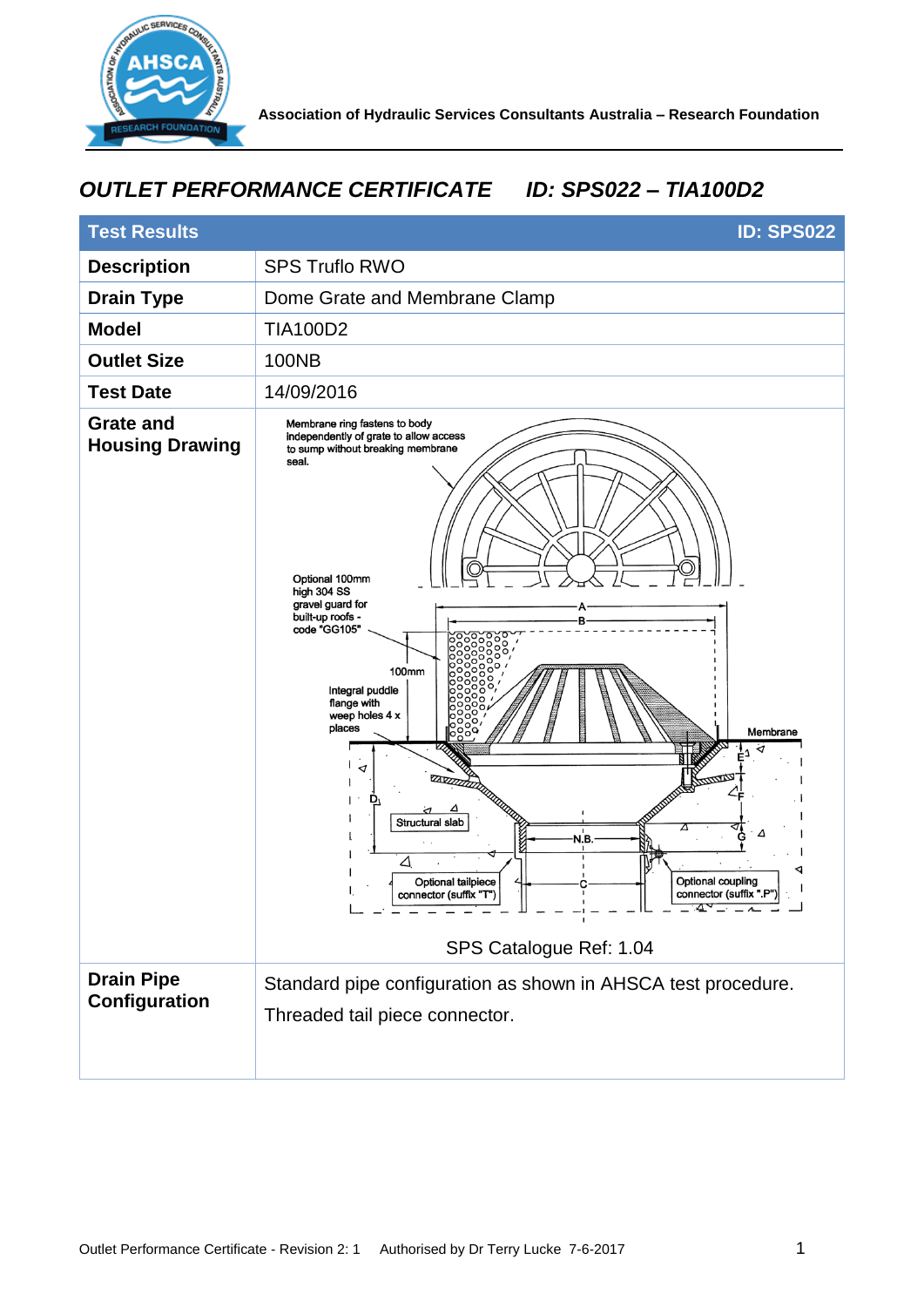Association of Hydraulic Services Consultants Australia – Research Foundation

# *OUTLET PERFORMANCE CERTIFICATE ID: SPS022 – TIA100D2*

| Test Results | ID: SPS022 |
|---|---|
| **Description** | SPS Truflo RWO |
| **Drain Type** | Dome Grate and Membrane Clamp |
| **Model** | TIA100D2 |
| **Outlet Size** | 100NB |
| **Test Date** | 14/09/2016 |
| **Grate and Housing Drawing** | Membrane ring fastens to body independently of grate to allow access to sump without breaking membrane seal. Optional 100mm high 304 SS gravel guard for built-up roofs - code "GG105". 100mm. Integral puddle flange with weep holes 4 x places. Membrane. Structural slab. Optional tailpiece connector (suffix "T"). Optional coupling connector (suffix "P"). A, B, C, D, E, F, G, N.B. SPS Catalogue Ref: 1.04 |
| **Drain Pipe Configuration** | Standard pipe configuration as shown in AHSCA test procedure. Threaded tail piece connector. |

Outlet Performance Certificate - Revision 2: 1 Authorised by Dr Terry Lucke 7-6-2017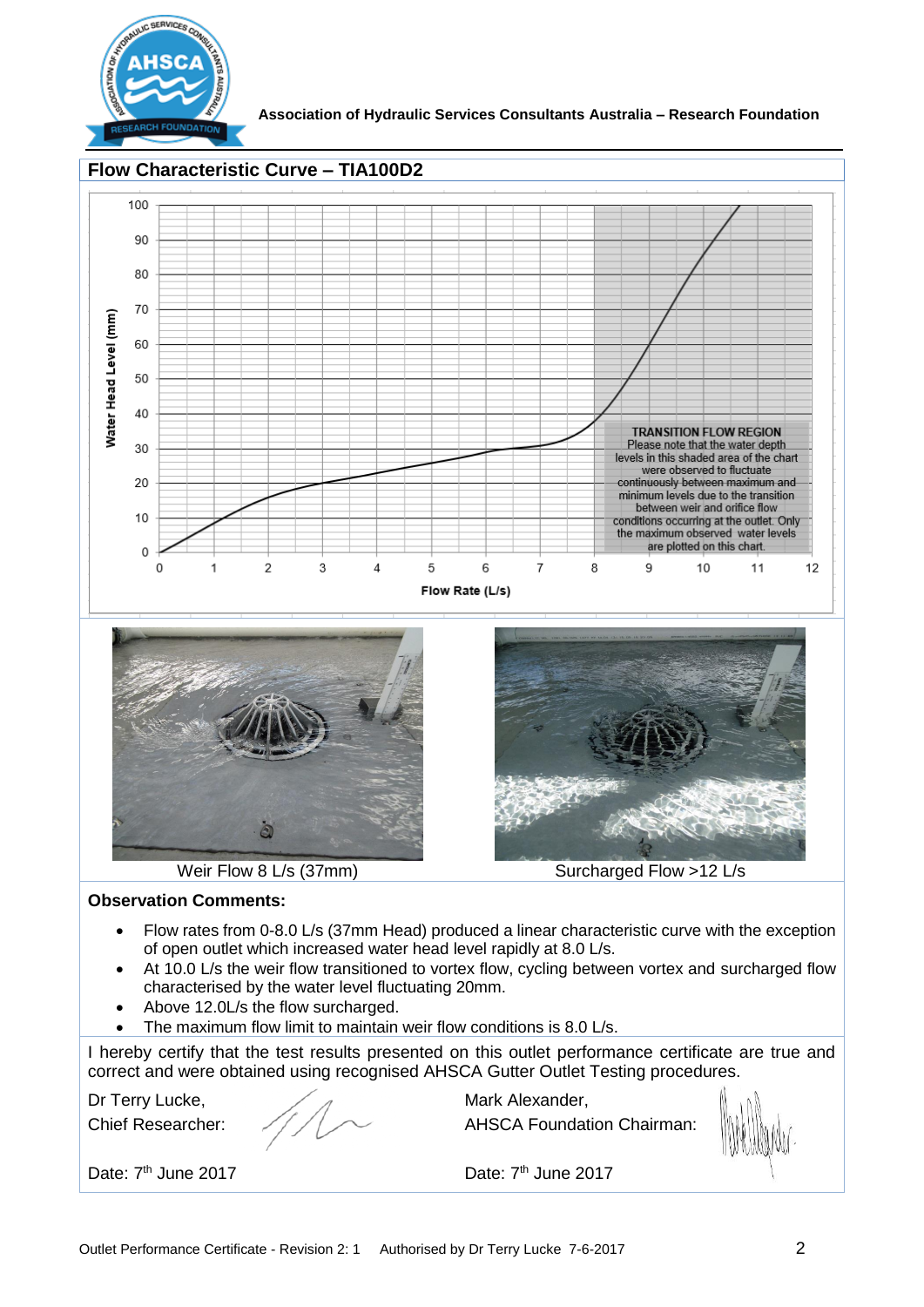Association of Hydraulic Services Consultants Australia – Research Foundation

## Flow Characteristic Curve – TIA100D2

Water Head Level (mm)

100
90
80
70
60
50
40
30
20
10
0

0 1 2 3 4 5 6 7 8 9 10 11 12

Flow Rate (L/s)

TRANSITION FLOW REGION
Please note that the water depth levels in this shaded area of the chart were observed to fluctuate continuously between maximum and minimum levels due to the transition between weir and orifice flow conditions occurring at the outlet. Only the maximum observed water levels are plotted on this chart.

Weir Flow 8 L/s (37mm)

Surcharged Flow >12 L/s

**Observation Comments:**

- Flow rates from 0-8.0 L/s (37mm Head) produced a linear characteristic curve with the exception of open outlet which increased water head level rapidly at 8.0 L/s.
- At 10.0 L/s the weir flow transitioned to vortex flow, cycling between vortex and surcharged flow characterised by the water level fluctuating 20mm.
- Above 12.0L/s the flow surcharged.
- The maximum flow limit to maintain weir flow conditions is 8.0 L/s.

I hereby certify that the test results presented on this outlet performance certificate are true and correct and were obtained using recognised AHSCA Gutter Outlet Testing procedures.

Dr Terry Lucke,
Chief Researcher:

Date: 7th June 2017

Mark Alexander,
AHSCA Foundation Chairman:

Date: 7th June 2017